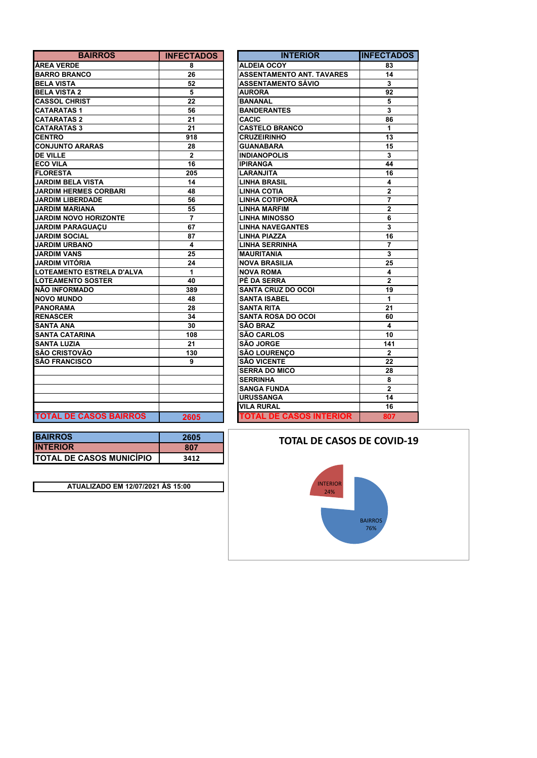| BAIRROS | INFECTADOS |
|---|---|
| ÁREA VERDE | 8 |
| BARRO BRANCO | 26 |
| BELA VISTA | 52 |
| BELA VISTA 2 | 5 |
| CASSOL CHRIST | 22 |
| CATARATAS 1 | 56 |
| CATARATAS 2 | 21 |
| CATARATAS 3 | 21 |
| CENTRO | 918 |
| CONJUNTO ARARAS | 28 |
| DE VILLE | 2 |
| ECO VILA | 16 |
| FLORESTA | 205 |
| JARDIM BELA VISTA | 14 |
| JARDIM HERMES CORBARI | 48 |
| JARDIM LIBERDADE | 56 |
| JARDIM MARIANA | 55 |
| JARDIM NOVO HORIZONTE | 7 |
| JARDIM PARAGUAÇU | 67 |
| JARDIM SOCIAL | 87 |
| JARDIM URBANO | 4 |
| JARDIM VANS | 25 |
| JARDIM VITÓRIA | 24 |
| LOTEAMENTO ESTRELA D'ALVA | 1 |
| LOTEAMENTO SOSTER | 40 |
| NÃO INFORMADO | 389 |
| NOVO MUNDO | 48 |
| PANORAMA | 28 |
| RENASCER | 34 |
| SANTA ANA | 30 |
| SANTA CATARINA | 108 |
| SANTA LUZIA | 21 |
| SÃO CRISTOVÃO | 130 |
| SÃO FRANCISCO | 9 |
| TOTAL DE CASOS BAIRROS | 2605 |

| INTERIOR | INFECTADOS |
|---|---|
| ALDEIA OCOY | 83 |
| ASSENTAMENTO ANT. TAVARES | 14 |
| ASSENTAMENTO SÁVIO | 3 |
| AURORA | 92 |
| BANANAL | 5 |
| BANDERANTES | 3 |
| CACIC | 86 |
| CASTELO BRANCO | 1 |
| CRUZEIRINHO | 13 |
| GUANABARA | 15 |
| INDIANOPOLIS | 3 |
| IPIRANGA | 44 |
| LARANJITA | 16 |
| LINHA BRASIL | 4 |
| LINHA COTIA | 2 |
| LINHA COTIPORÃ | 7 |
| LINHA MARFIM | 2 |
| LINHA MINOSSO | 6 |
| LINHA NAVEGANTES | 3 |
| LINHA PIAZZA | 16 |
| LINHA SERRINHA | 7 |
| MAURITANIA | 3 |
| NOVA BRASILIA | 25 |
| NOVA ROMA | 4 |
| PÉ DA SERRA | 2 |
| SANTA CRUZ DO OCOI | 19 |
| SANTA ISABEL | 1 |
| SANTA RITA | 21 |
| SANTA ROSA DO OCOI | 60 |
| SÃO BRAZ | 4 |
| SÃO CARLOS | 10 |
| SÃO JORGE | 141 |
| SÃO LOURENÇO | 2 |
| SÃO VICENTE | 22 |
| SERRA DO MICO | 28 |
| SERRINHA | 8 |
| SANGA FUNDA | 2 |
| URUSSANGA | 14 |
| VILA RURAL | 16 |
| TOTAL DE CASOS INTERIOR | 807 |

| | |
|---|---|
| BAIRROS | 2605 |
| INTERIOR | 807 |
| TOTAL DE CASOS MUNICÍPIO | 3412 |

ATUALIZADO EM 12/07/2021 ÀS 15:00

**TOTAL DE CASOS DE COVID-19**

INTERIOR 24%

BAIRROS 76%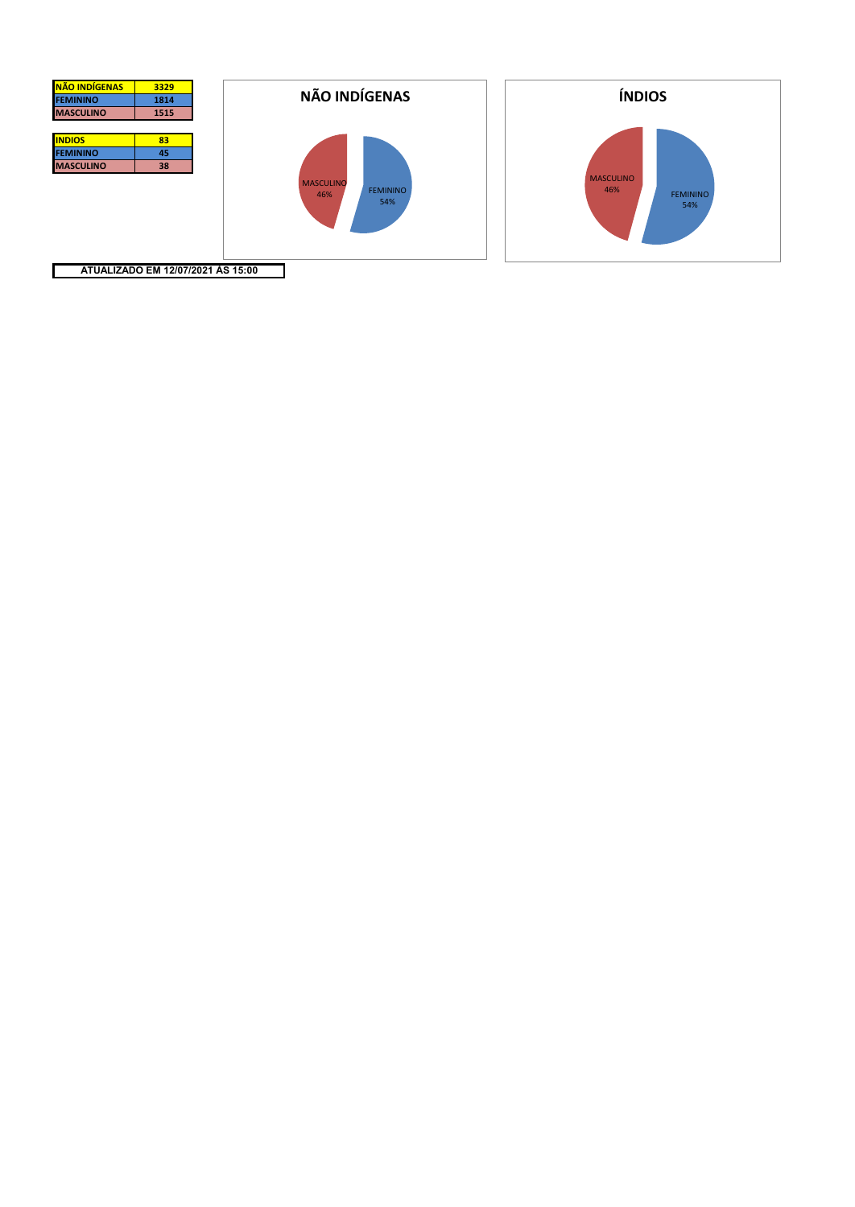| NÃO INDÍGENAS | 3329 |
| --- | --- |
| FEMININO | 1814 |
| MASCULINO | 1515 |

| INDIOS | 83 |
| --- | --- |
| FEMININO | 45 |
| MASCULINO | 38 |

## NÃO INDÍGENAS

MASCULINO 46%

FEMININO 54%

## ÍNDIOS

MASCULINO 46%

FEMININO 54%

**ATUALIZADO EM 12/07/2021 ÀS 15:00**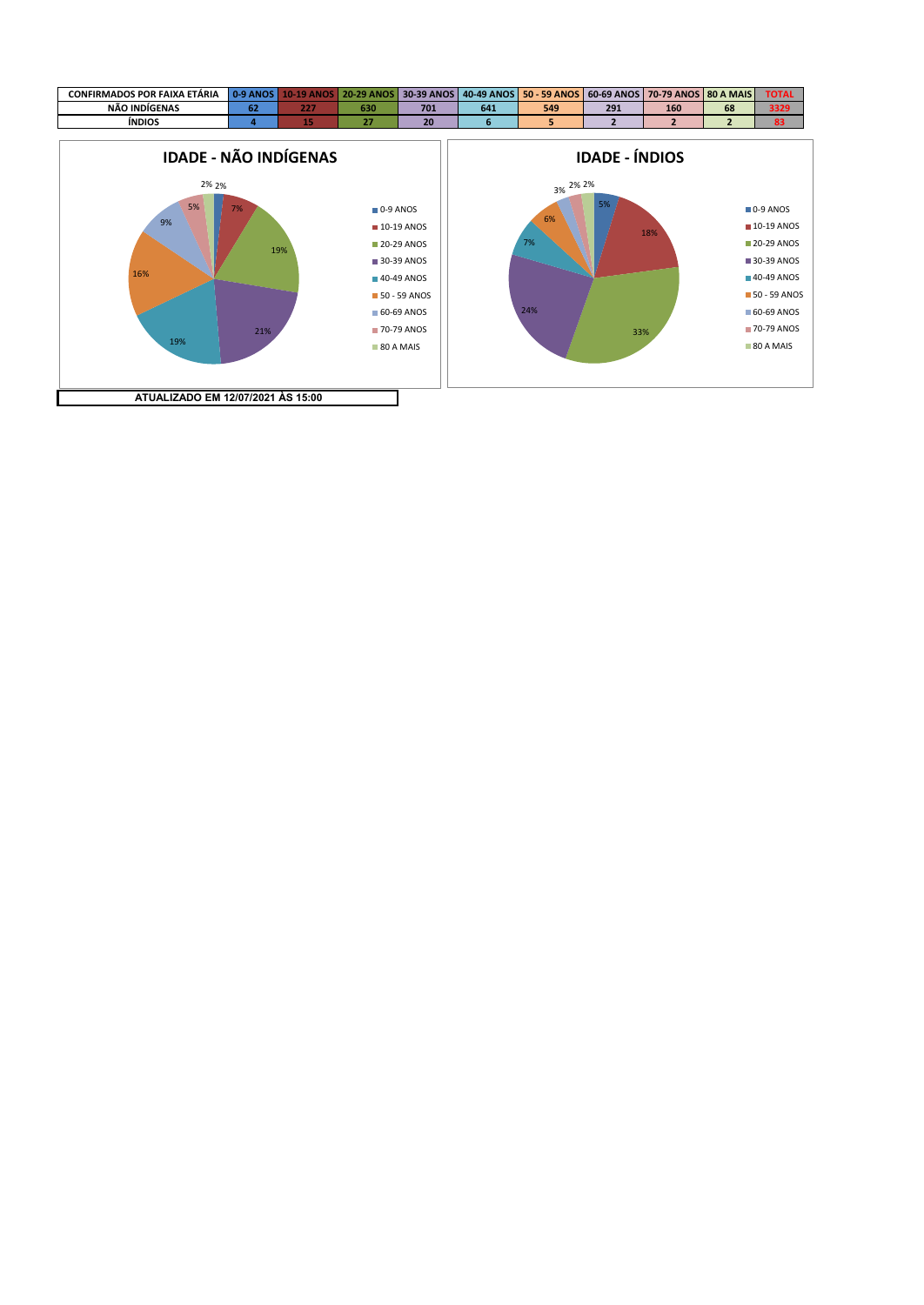| CONFIRMADOS POR FAIXA ETÁRIA | 0-9 ANOS | 10-19 ANOS | 20-29 ANOS | 30-39 ANOS | 40-49 ANOS | 50 - 59 ANOS | 60-69 ANOS | 70-79 ANOS | 80 A MAIS | TOTAL |
|---|---|---|---|---|---|---|---|---|---|---|
| NÃO INDÍGENAS | 62 | 227 | 630 | 701 | 641 | 549 | 291 | 160 | 68 | 3329 |
| ÍNDIOS | 4 | 15 | 27 | 20 | 6 | 5 | 2 | 2 | 2 | 83 |

## IDADE - NÃO INDÍGENAS

| Faixa etária | % |
|---|---|
| 0-9 ANOS | 2% |
| 10-19 ANOS | 7% |
| 20-29 ANOS | 19% |
| 30-39 ANOS | 21% |
| 40-49 ANOS | 19% |
| 50 - 59 ANOS | 16% |
| 60-69 ANOS | 9% |
| 70-79 ANOS | 5% |
| 80 A MAIS | 2% |

## IDADE - ÍNDIOS

| Faixa etária | % |
|---|---|
| 0-9 ANOS | 5% |
| 10-19 ANOS | 18% |
| 20-29 ANOS | 33% |
| 30-39 ANOS | 24% |
| 40-49 ANOS | 7% |
| 50 - 59 ANOS | 6% |
| 60-69 ANOS | 3% |
| 70-79 ANOS | 2% |
| 80 A MAIS | 2% |

**ATUALIZADO EM 12/07/2021 ÀS 15:00**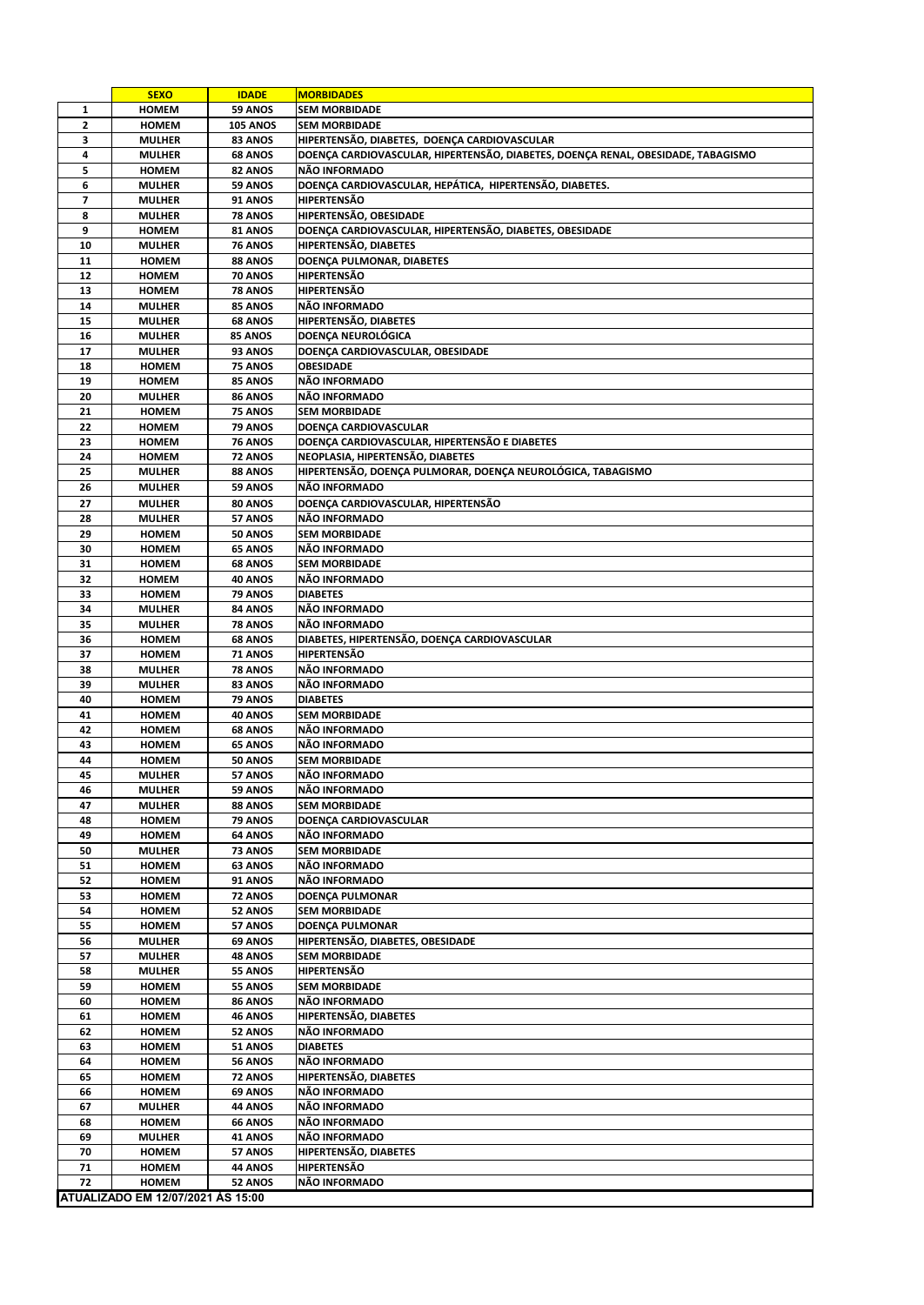|  | SEXO | IDADE | MORBIDADES |
|---|---|---|---|
| 1 | HOMEM | 59 ANOS | SEM MORBIDADE |
| 2 | HOMEM | 105 ANOS | SEM MORBIDADE |
| 3 | MULHER | 83 ANOS | HIPERTENSÃO, DIABETES, DOENÇA CARDIOVASCULAR |
| 4 | MULHER | 68 ANOS | DOENÇA CARDIOVASCULAR, HIPERTENSÃO, DIABETES, DOENÇA RENAL, OBESIDADE, TABAGISMO |
| 5 | HOMEM | 82 ANOS | NÃO INFORMADO |
| 6 | MULHER | 59 ANOS | DOENÇA CARDIOVASCULAR, HEPÁTICA, HIPERTENSÃO, DIABETES. |
| 7 | MULHER | 91 ANOS | HIPERTENSÃO |
| 8 | MULHER | 78 ANOS | HIPERTENSÃO, OBESIDADE |
| 9 | HOMEM | 81 ANOS | DOENÇA CARDIOVASCULAR, HIPERTENSÃO, DIABETES, OBESIDADE |
| 10 | MULHER | 76 ANOS | HIPERTENSÃO, DIABETES |
| 11 | HOMEM | 88 ANOS | DOENÇA PULMONAR, DIABETES |
| 12 | HOMEM | 70 ANOS | HIPERTENSÃO |
| 13 | HOMEM | 78 ANOS | HIPERTENSÃO |
| 14 | MULHER | 85 ANOS | NÃO INFORMADO |
| 15 | MULHER | 68 ANOS | HIPERTENSÃO, DIABETES |
| 16 | MULHER | 85 ANOS | DOENÇA NEUROLÓGICA |
| 17 | MULHER | 93 ANOS | DOENÇA CARDIOVASCULAR, OBESIDADE |
| 18 | HOMEM | 75 ANOS | OBESIDADE |
| 19 | HOMEM | 85 ANOS | NÃO INFORMADO |
| 20 | MULHER | 86 ANOS | NÃO INFORMADO |
| 21 | HOMEM | 75 ANOS | SEM MORBIDADE |
| 22 | HOMEM | 79 ANOS | DOENÇA CARDIOVASCULAR |
| 23 | HOMEM | 76 ANOS | DOENÇA CARDIOVASCULAR, HIPERTENSÃO E DIABETES |
| 24 | HOMEM | 72 ANOS | NEOPLASIA, HIPERTENSÃO, DIABETES |
| 25 | MULHER | 88 ANOS | HIPERTENSÃO, DOENÇA PULMORAR, DOENÇA NEUROLÓGICA, TABAGISMO |
| 26 | MULHER | 59 ANOS | NÃO INFORMADO |
| 27 | MULHER | 80 ANOS | DOENÇA CARDIOVASCULAR, HIPERTENSÃO |
| 28 | MULHER | 57 ANOS | NÃO INFORMADO |
| 29 | HOMEM | 50 ANOS | SEM MORBIDADE |
| 30 | HOMEM | 65 ANOS | NÃO INFORMADO |
| 31 | HOMEM | 68 ANOS | SEM MORBIDADE |
| 32 | HOMEM | 40 ANOS | NÃO INFORMADO |
| 33 | HOMEM | 79 ANOS | DIABETES |
| 34 | MULHER | 84 ANOS | NÃO INFORMADO |
| 35 | MULHER | 78 ANOS | NÃO INFORMADO |
| 36 | HOMEM | 68 ANOS | DIABETES, HIPERTENSÃO, DOENÇA CARDIOVASCULAR |
| 37 | HOMEM | 71 ANOS | HIPERTENSÃO |
| 38 | MULHER | 78 ANOS | NÃO INFORMADO |
| 39 | MULHER | 83 ANOS | NÃO INFORMADO |
| 40 | HOMEM | 79 ANOS | DIABETES |
| 41 | HOMEM | 40 ANOS | SEM MORBIDADE |
| 42 | HOMEM | 68 ANOS | NÃO INFORMADO |
| 43 | HOMEM | 65 ANOS | NÃO INFORMADO |
| 44 | HOMEM | 50 ANOS | SEM MORBIDADE |
| 45 | MULHER | 57 ANOS | NÃO INFORMADO |
| 46 | MULHER | 59 ANOS | NÃO INFORMADO |
| 47 | MULHER | 88 ANOS | SEM MORBIDADE |
| 48 | HOMEM | 79 ANOS | DOENÇA CARDIOVASCULAR |
| 49 | HOMEM | 64 ANOS | NÃO INFORMADO |
| 50 | MULHER | 73 ANOS | SEM MORBIDADE |
| 51 | HOMEM | 63 ANOS | NÃO INFORMADO |
| 52 | HOMEM | 91 ANOS | NÃO INFORMADO |
| 53 | HOMEM | 72 ANOS | DOENÇA PULMONAR |
| 54 | HOMEM | 52 ANOS | SEM MORBIDADE |
| 55 | HOMEM | 57 ANOS | DOENÇA PULMONAR |
| 56 | MULHER | 69 ANOS | HIPERTENSÃO, DIABETES, OBESIDADE |
| 57 | MULHER | 48 ANOS | SEM MORBIDADE |
| 58 | MULHER | 55 ANOS | HIPERTENSÃO |
| 59 | HOMEM | 55 ANOS | SEM MORBIDADE |
| 60 | HOMEM | 86 ANOS | NÃO INFORMADO |
| 61 | HOMEM | 46 ANOS | HIPERTENSÃO, DIABETES |
| 62 | HOMEM | 52 ANOS | NÃO INFORMADO |
| 63 | HOMEM | 51 ANOS | DIABETES |
| 64 | HOMEM | 56 ANOS | NÃO INFORMADO |
| 65 | HOMEM | 72 ANOS | HIPERTENSÃO, DIABETES |
| 66 | HOMEM | 69 ANOS | NÃO INFORMADO |
| 67 | MULHER | 44 ANOS | NÃO INFORMADO |
| 68 | HOMEM | 66 ANOS | NÃO INFORMADO |
| 69 | MULHER | 41 ANOS | NÃO INFORMADO |
| 70 | HOMEM | 57 ANOS | HIPERTENSÃO, DIABETES |
| 71 | HOMEM | 44 ANOS | HIPERTENSÃO |
| 72 | HOMEM | 52 ANOS | NÃO INFORMADO |

ATUALIZADO EM 12/07/2021 ÀS 15:00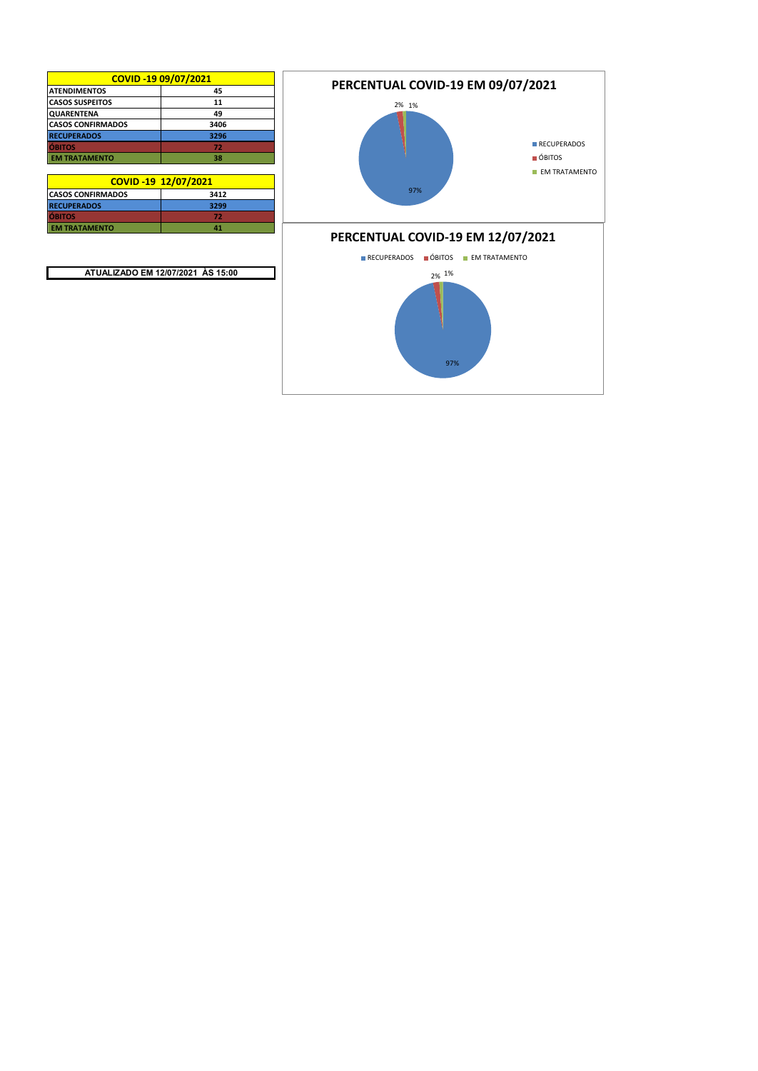| COVID -19 09/07/2021 | |
|---|---|
| ATENDIMENTOS | 45 |
| CASOS SUSPEITOS | 11 |
| QUARENTENA | 49 |
| CASOS CONFIRMADOS | 3406 |
| RECUPERADOS | 3296 |
| ÓBITOS | 72 |
| EM TRATAMENTO | 38 |

| COVID -19 12/07/2021 | |
|---|---|
| CASOS CONFIRMADOS | 3412 |
| RECUPERADOS | 3299 |
| ÓBITOS | 72 |
| EM TRATAMENTO | 41 |

**ATUALIZADO EM 12/07/2021 ÀS 15:00**

## PERCENTUAL COVID-19 EM 09/07/2021

2% 1%

97%

RECUPERADOS
ÓBITOS
EM TRATAMENTO

## PERCENTUAL COVID-19 EM 12/07/2021

RECUPERADOS ÓBITOS EM TRATAMENTO

2% 1%

97%